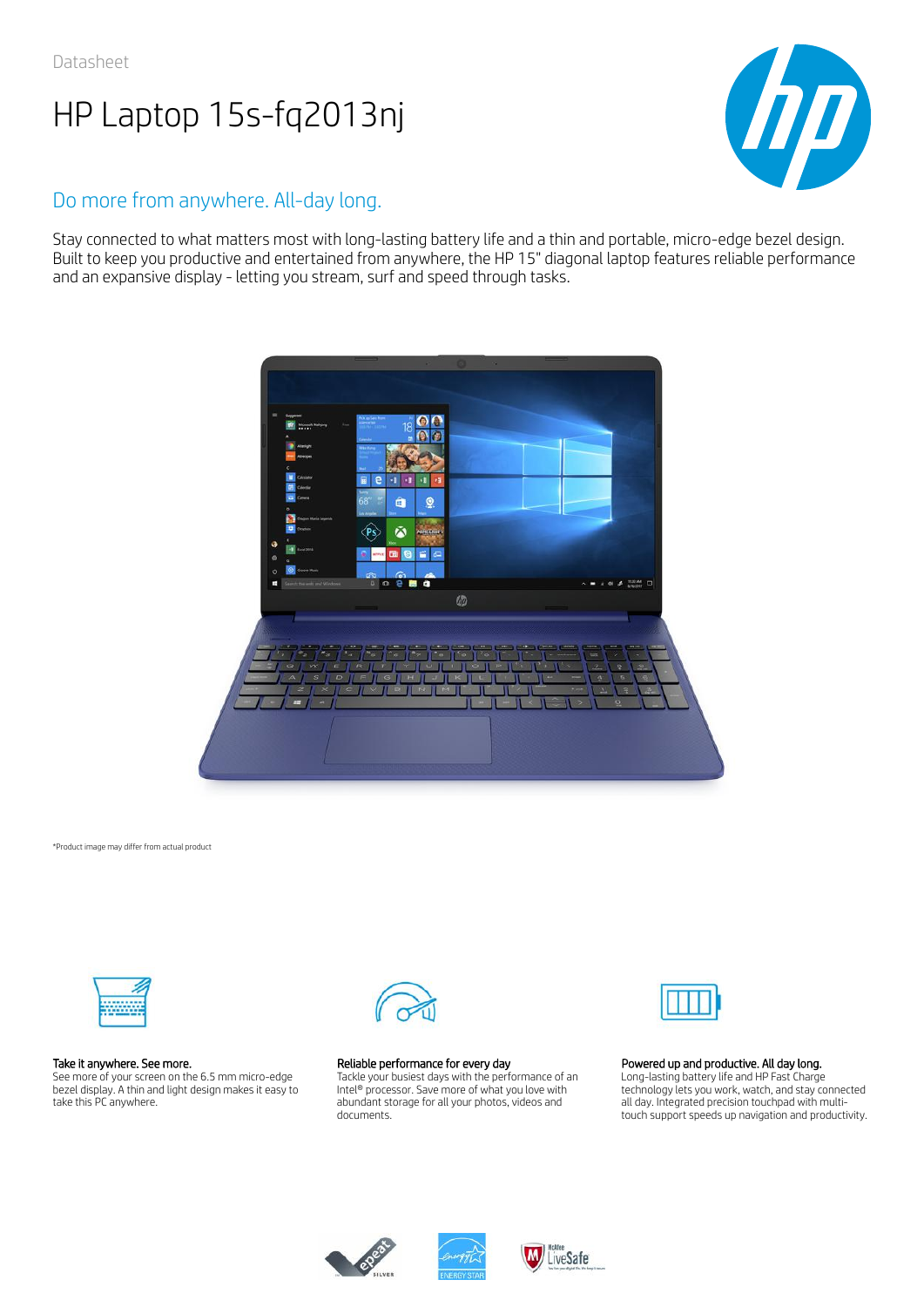Datasheet

# HP Laptop 15s-fq2013nj

## Do more from anywhere. All-day long.

Stay connected to what matters most with long-lasting battery life and a thin and portable, micro-edge bezel design. Built to keep you productive and entertained from anywhere, the HP 15" diagonal laptop features reliable performance and an expansive display - letting you stream, surf and speed through tasks.

*Product image may differ from actual product

**Take it anywhere. See more.**
See more of your screen on the 6.5 mm micro-edge bezel display. A thin and light design makes it easy to take this PC anywhere.

**Reliable performance for every day**
Tackle your busiest days with the performance of an Intel® processor. Save more of what you love with abundant storage for all your photos, videos and documents.

**Powered up and productive. All day long.**
Long-lasting battery life and HP Fast Charge technology lets you work, watch, and stay connected all day. Integrated precision touchpad with multi-touch support speeds up navigation and productivity.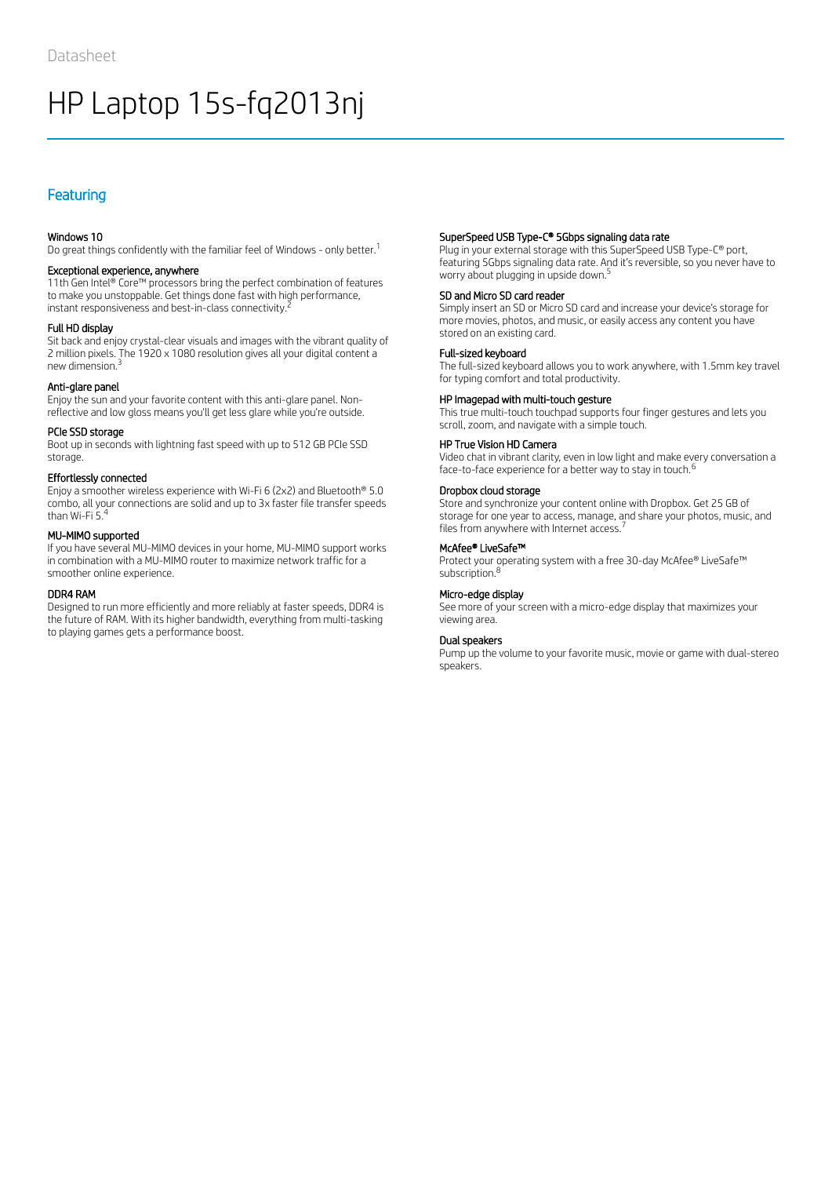Datasheet

# HP Laptop 15s-fq2013nj

## Featuring

### Windows 10
Do great things confidently with the familiar feel of Windows - only better.[1]

### Exceptional experience, anywhere
11th Gen Intel® Core™ processors bring the perfect combination of features to make you unstoppable. Get things done fast with high performance, instant responsiveness and best-in-class connectivity.[2]

### Full HD display
Sit back and enjoy crystal-clear visuals and images with the vibrant quality of 2 million pixels. The 1920 x 1080 resolution gives all your digital content a new dimension.[3]

### Anti-glare panel
Enjoy the sun and your favorite content with this anti-glare panel. Non-reflective and low gloss means you'll get less glare while you're outside.

### PCIe SSD storage
Boot up in seconds with lightning fast speed with up to 512 GB PCIe SSD storage.

### Effortlessly connected
Enjoy a smoother wireless experience with Wi-Fi 6 (2x2) and Bluetooth® 5.0 combo, all your connections are solid and up to 3x faster file transfer speeds than Wi-Fi 5.[4]

### MU-MIMO supported
If you have several MU-MIMO devices in your home, MU-MIMO support works in combination with a MU-MIMO router to maximize network traffic for a smoother online experience.

### DDR4 RAM
Designed to run more efficiently and more reliably at faster speeds, DDR4 is the future of RAM. With its higher bandwidth, everything from multi-tasking to playing games gets a performance boost.

### SuperSpeed USB Type-C® 5Gbps signaling data rate
Plug in your external storage with this SuperSpeed USB Type-C® port, featuring 5Gbps signaling data rate. And it's reversible, so you never have to worry about plugging in upside down.[5]

### SD and Micro SD card reader
Simply insert an SD or Micro SD card and increase your device's storage for more movies, photos, and music, or easily access any content you have stored on an existing card.

### Full-sized keyboard
The full-sized keyboard allows you to work anywhere, with 1.5mm key travel for typing comfort and total productivity.

### HP Imagepad with multi-touch gesture
This true multi-touch touchpad supports four finger gestures and lets you scroll, zoom, and navigate with a simple touch.

### HP True Vision HD Camera
Video chat in vibrant clarity, even in low light and make every conversation a face-to-face experience for a better way to stay in touch.[6]

### Dropbox cloud storage
Store and synchronize your content online with Dropbox. Get 25 GB of storage for one year to access, manage, and share your photos, music, and files from anywhere with Internet access.[7]

### McAfee® LiveSafe™
Protect your operating system with a free 30-day McAfee® LiveSafe™ subscription.[8]

### Micro-edge display
See more of your screen with a micro-edge display that maximizes your viewing area.

### Dual speakers
Pump up the volume to your favorite music, movie or game with dual-stereo speakers.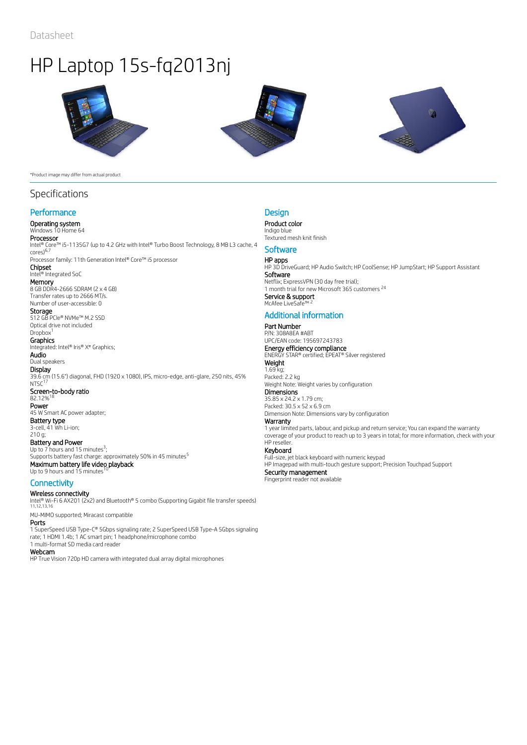Datasheet

# HP Laptop 15s-fq2013nj

*Product image may differ from actual product

## Specifications

### Performance

**Operating system**
Windows 10 Home 64

**Processor**
Intel® Core™ i5-1135G7 (up to 4.2 GHz with Intel® Turbo Boost Technology, 8 MB L3 cache, 4 cores)[6,7]
Processor family: 11th Generation Intel® Core™ i5 processor

**Chipset**
Intel® Integrated SoC

**Memory**
8 GB DDR4-2666 SDRAM (2 x 4 GB)
Transfer rates up to 2666 MT/s.
Number of user-accessible: 0

**Storage**
512 GB PCIe® NVMe™ M.2 SSD
Optical drive not included
Dropbox[1]

**Graphics**
Integrated: Intel® Iris® Xᵉ Graphics;

**Audio**
Dual speakers

**Display**
39.6 cm (15.6") diagonal, FHD (1920 x 1080), IPS, micro-edge, anti-glare, 250 nits, 45% NTSC[17]

**Screen-to-body ratio**
82.12%[18]

**Power**
45 W Smart AC power adapter;

**Battery type**
3-cell, 41 Wh Li-ion;
210 g;

**Battery and Power**
Up to 7 hours and 15 minutes[3];
Supports battery fast charge: approximately 50% in 45 minutes[5]

**Maximum battery life video playback**
Up to 9 hours and 15 minutes[10]

### Connectivity

**Wireless connectivity**
Intel® Wi-Fi 6 AX201 (2x2) and Bluetooth® 5 combo (Supporting Gigabit file transfer speeds)[11,12,13,16]
MU-MIMO supported; Miracast compatible

**Ports**
1 SuperSpeed USB Type-C® 5Gbps signaling rate; 2 SuperSpeed USB Type-A 5Gbps signaling rate; 1 HDMI 1.4b; 1 AC smart pin; 1 headphone/microphone combo
1 multi-format SD media card reader

**Webcam**
HP True Vision 720p HD camera with integrated dual array digital microphones

### Design

**Product color**
Indigo blue
Textured mesh knit finish

### Software

**HP apps**
HP 3D DriveGuard; HP Audio Switch; HP CoolSense; HP JumpStart; HP Support Assistant

**Software**
Netflix; ExpressVPN (30 day free trial);
1 month trial for new Microsoft 365 customers[24]

**Service & support**
McAfee LiveSafe™[2]

### Additional information

**Part Number**
P/N: 308A8EA #ABT
UPC/EAN code: 195697243783

**Energy efficiency compliance**
ENERGY STAR® certified; EPEAT® Silver registered

**Weight**
1.69 kg;
Packed: 2.2 kg
Weight Note: Weight varies by configuration

**Dimensions**
35.85 x 24.2 x 1.79 cm;
Packed: 30.5 x 52 x 6.9 cm
Dimension Note: Dimensions vary by configuration

**Warranty**
1 year limited parts, labour, and pickup and return service; You can expand the warranty coverage of your product to reach up to 3 years in total; for more information, check with your HP reseller.

**Keyboard**
Full-size, jet black keyboard with numeric keypad
HP Imagepad with multi-touch gesture support; Precision Touchpad Support

**Security management**
Fingerprint reader not available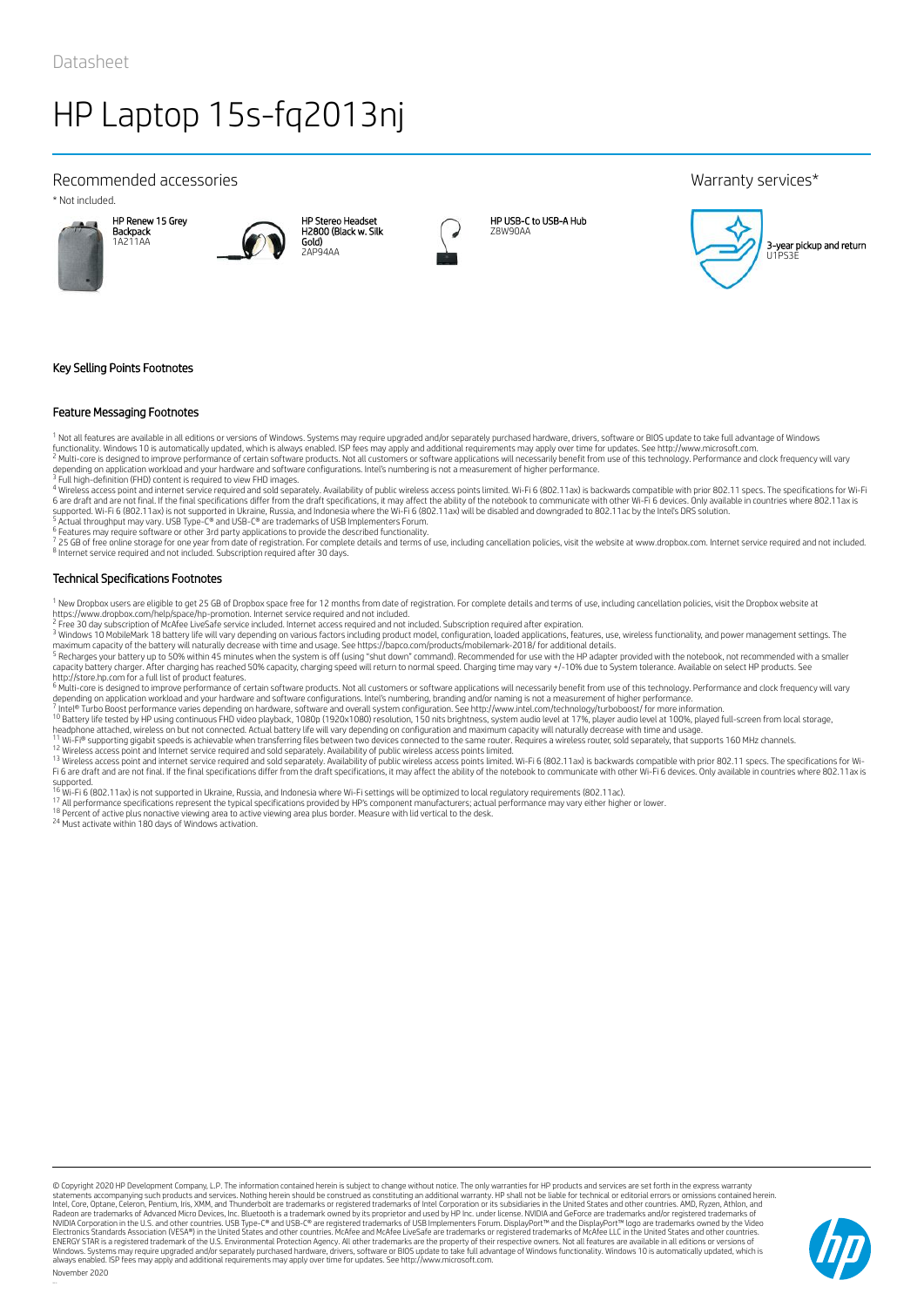Datasheet

# HP Laptop 15s-fq2013nj

## Recommended accessories

* Not included.

**HP Renew 15 Grey Backpack**
1A211AA

**HP Stereo Headset H2800 (Black w. Silk Gold)**
2AP94AA

**HP USB-C to USB-A Hub**
Z8W90AA

## Warranty services*

**3-year pickup and return**
U1PS3E

### Key Selling Points Footnotes

### Feature Messaging Footnotes

[1] Not all features are available in all editions or versions of Windows. Systems may require upgraded and/or separately purchased hardware, drivers, software or BIOS update to take full advantage of Windows functionality. Windows 10 is automatically updated, which is always enabled. ISP fees may apply and additional requirements may apply over time for updates. See http://www.microsoft.com.
[2] Multi-core is designed to improve performance of certain software products. Not all customers or software applications will necessarily benefit from use of this technology. Performance and clock frequency will vary depending on application workload and your hardware and software configurations. Intel's numbering is not a measurement of higher performance.
[3] Full high-definition (FHD) content is required to view FHD images.
[4] Wireless access point and internet service required and sold separately. Availability of public wireless access points limited. Wi-Fi 6 (802.11ax) is backwards compatible with prior 802.11 specs. The specifications for Wi-Fi 6 are draft and are not final. If the final specifications differ from the draft specifications, it may affect the ability of the notebook to communicate with other Wi-Fi 6 devices. Only available in countries where 802.11ax is supported. Wi-Fi 6 (802.11ax) is not supported in Ukraine, Russia, and Indonesia where the Wi-Fi 6 (802.11ax) will be disabled and downgraded to 802.11ac by the Intel's DRS solution.
[5] Actual throughput may vary. USB Type-C® and USB-C® are trademarks of USB Implementers Forum.
[6] Features may require software or other 3rd party applications to provide the described functionality.
[7] 25 GB of free online storage for one year from date of registration. For complete details and terms of use, including cancellation policies, visit the website at www.dropbox.com. Internet service required and not included.
[8] Internet service required and not included. Subscription required after 30 days.

### Technical Specifications Footnotes

[1] New Dropbox users are eligible to get 25 GB of Dropbox space free for 12 months from date of registration. For complete details and terms of use, including cancellation policies, visit the Dropbox website at https://www.dropbox.com/help/space/hp-promotion. Internet service required and not included.
[2] Free 30 day subscription of McAfee LiveSafe service included. Internet access required and not included. Subscription required after expiration.
[3] Windows 10 MobileMark 18 battery life will vary depending on various factors including product model, configuration, loaded applications, features, use, wireless functionality, and power management settings. The maximum capacity of the battery will naturally decrease with time and usage. See https://bapco.com/products/mobilemark-2018/ for additional details.
[5] Recharges your battery up to 50% within 45 minutes when the system is off (using "shut down" command). Recommended for use with the HP adapter provided with the notebook, not recommended with a smaller capacity battery charger. After charging has reached 50% capacity, charging speed will return to normal speed. Charging time may vary +/-10% due to System tolerance. Available on select HP products. See http://store.hp.com for a full list of product features.
[6] Multi-core is designed to improve performance of certain software products. Not all customers or software applications will necessarily benefit from use of this technology. Performance and clock frequency will vary depending on application workload and your hardware and software configurations. Intel's numbering, branding and/or naming is not a measurement of higher performance.
[7] Intel® Turbo Boost performance varies depending on hardware, software and overall system configuration. See http://www.intel.com/technology/turboboost/ for more information.
[10] Battery life tested by HP using continuous FHD video playback, 1080p (1920x1080) resolution, 150 nits brightness, system audio level at 17%, player audio level at 100%, played full-screen from local storage, headphone attached, wireless on but not connected. Actual battery life will vary depending on configuration and maximum capacity will naturally decrease with time and usage.
[11] Wi-Fi® supporting gigabit speeds is achievable when transferring files between two devices connected to the same router. Requires a wireless router, sold separately, that supports 160 MHz channels.
[12] Wireless access point and Internet service required and sold separately. Availability of public wireless access points limited.
[13] Wireless access point and internet service required and sold separately. Availability of public wireless access points limited. Wi-Fi 6 (802.11ax) is backwards compatible with prior 802.11 specs. The specifications for Wi-Fi 6 are draft and are not final. If the final specifications differ from the draft specifications, it may affect the ability of the notebook to communicate with other Wi-Fi 6 devices. Only available in countries where 802.11ax is supported.
[16] Wi-Fi 6 (802.11ax) is not supported in Ukraine, Russia, and Indonesia where Wi-Fi settings will be optimized to local regulatory requirements (802.11ac).
[17] All performance specifications represent the typical specifications provided by HP's component manufacturers; actual performance may vary either higher or lower.
[18] Percent of active plus nonactive viewing area to active viewing area plus border. Measure with lid vertical to the desk.
[24] Must activate within 180 days of Windows activation.

© Copyright 2020 HP Development Company, L.P. The information contained herein is subject to change without notice. The only warranties for HP products and services are set forth in the express warranty statements accompanying such products and services. Nothing herein should be construed as constituting an additional warranty. HP shall not be liable for technical or editorial errors or omissions contained herein. Intel, Core, Optane, Celeron, Pentium, Iris, XMM, and Thunderbolt are trademarks or registered trademarks of Intel Corporation or its subsidiaries in the United States and other countries. AMD, Ryzen, Athlon, and Radeon are trademarks of Advanced Micro Devices, Inc. Bluetooth is a trademark owned by its proprietor and used by HP Inc. under license. NVIDIA and GeForce are trademarks and/or registered trademarks of NVIDIA Corporation in the U.S. and other countries. USB Type-C® and USB-C® are registered trademarks of USB Implementers Forum. DisplayPort™ and the DisplayPort™ logo are trademarks owned by the Video Electronics Standards Association (VESA®) in the United States and other countries. McAfee and McAfee LiveSafe are trademarks or registered trademarks of McAfee LLC in the United States and other countries. ENERGY STAR is a registered trademark of the U.S. Environmental Protection Agency. All other trademarks are the property of their respective owners. Not all features are available in all editions or versions of Windows. Systems may require upgraded and/or separately purchased hardware, drivers, software or BIOS update to take full advantage of Windows functionality. Windows 10 is automatically updated, which is always enabled. ISP fees may apply and additional requirements may apply over time for updates. See http://www.microsoft.com.

November 2020